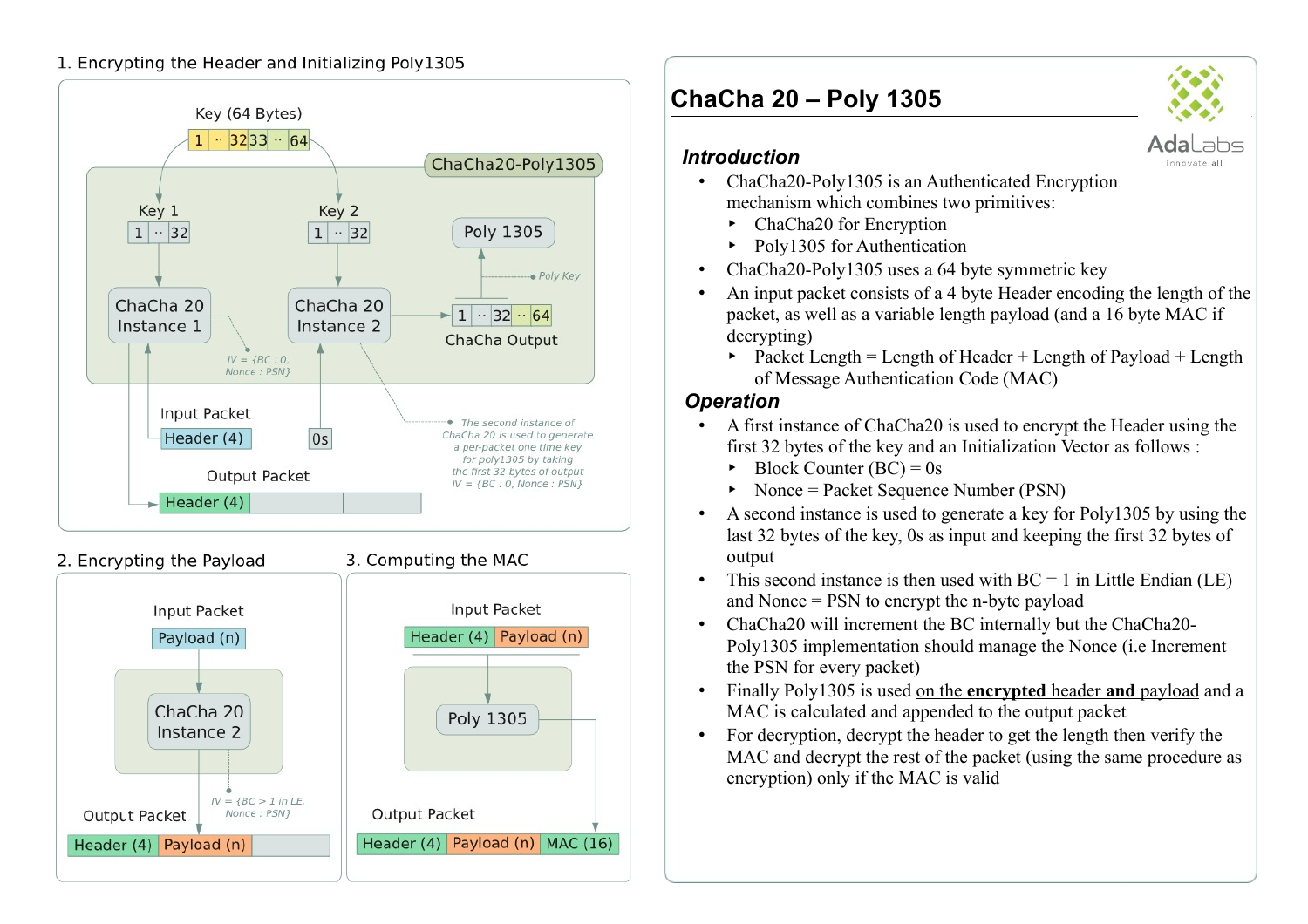## 1. Encrypting the Header and Initializing Poly1305

Key (64 Bytes)

1 ·· 32 33 ·· 64

ChaCha20-Poly1305

Key 1: 1 ·· 32

Key 2: 1 ·· 32

Poly 1305

Poly Key

ChaCha 20 Instance 1

ChaCha 20 Instance 2

1 ·· 32 ·· 64

ChaCha Output

IV = {BC : 0, Nonce : PSN}

Input Packet

Header (4)

0s

The second instance of ChaCha 20 is used to generate a per-packet one time key for poly1305 by taking the first 32 bytes of output IV = {BC : 0, Nonce : PSN}

Output Packet

Header (4)

## 2. Encrypting the Payload

Input Packet

Payload (n)

ChaCha 20 Instance 2

IV = {BC > 1 in LE, Nonce : PSN}

Output Packet

Header (4) | Payload (n)

## 3. Computing the MAC

Input Packet

Header (4) | Payload (n)

Poly 1305

Output Packet

Header (4) | Payload (n) | MAC (16)

# ChaCha 20 – Poly 1305

AdaLabs
innovate.all

### *Introduction*

- ChaCha20-Poly1305 is an Authenticated Encryption mechanism which combines two primitives:
  - ChaCha20 for Encryption
  - Poly1305 for Authentication
- ChaCha20-Poly1305 uses a 64 byte symmetric key
- An input packet consists of a 4 byte Header encoding the length of the packet, as well as a variable length payload (and a 16 byte MAC if decrypting)
  - Packet Length = Length of Header + Length of Payload + Length of Message Authentication Code (MAC)

### *Operation*

- A first instance of ChaCha20 is used to encrypt the Header using the first 32 bytes of the key and an Initialization Vector as follows :
  - Block Counter (BC) = 0s
  - Nonce = Packet Sequence Number (PSN)
- A second instance is used to generate a key for Poly1305 by using the last 32 bytes of the key, 0s as input and keeping the first 32 bytes of output
- This second instance is then used with BC = 1 in Little Endian (LE) and Nonce = PSN to encrypt the n-byte payload
- ChaCha20 will increment the BC internally but the ChaCha20-Poly1305 implementation should manage the Nonce (i.e Increment the PSN for every packet)
- Finally Poly1305 is used on the **encrypted** header **and** payload and a MAC is calculated and appended to the output packet
- For decryption, decrypt the header to get the length then verify the MAC and decrypt the rest of the packet (using the same procedure as encryption) only if the MAC is valid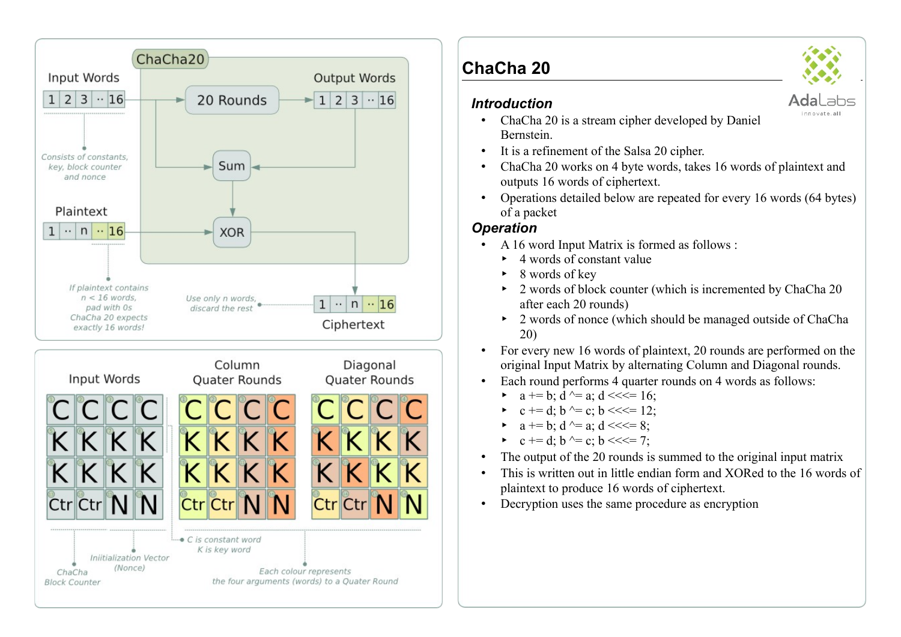# ChaCha 20

### Introduction

- ChaCha 20 is a stream cipher developed by Daniel Bernstein.
- It is a refinement of the Salsa 20 cipher.
- ChaCha 20 works on 4 byte words, takes 16 words of plaintext and outputs 16 words of ciphertext.
- Operations detailed below are repeated for every 16 words (64 bytes) of a packet

### Operation

- A 16 word Input Matrix is formed as follows :
  - 4 words of constant value
  - 8 words of key
  - 2 words of block counter (which is incremented by ChaCha 20 after each 20 rounds)
  - 2 words of nonce (which should be managed outside of ChaCha 20)
- For every new 16 words of plaintext, 20 rounds are performed on the original Input Matrix by alternating Column and Diagonal rounds.
- Each round performs 4 quarter rounds on 4 words as follows:
  - a += b; d ^= a; d <<<= 16;
  - c += d; b ^= c; b <<<= 12;
  - a += b; d ^= a; d <<<= 8;
  - c += d; b ^= c; b <<<= 7;
- The output of the 20 rounds is summed to the original input matrix
- This is written out in little endian form and XORed to the 16 words of plaintext to produce 16 words of ciphertext.
- Decryption uses the same procedure as encryption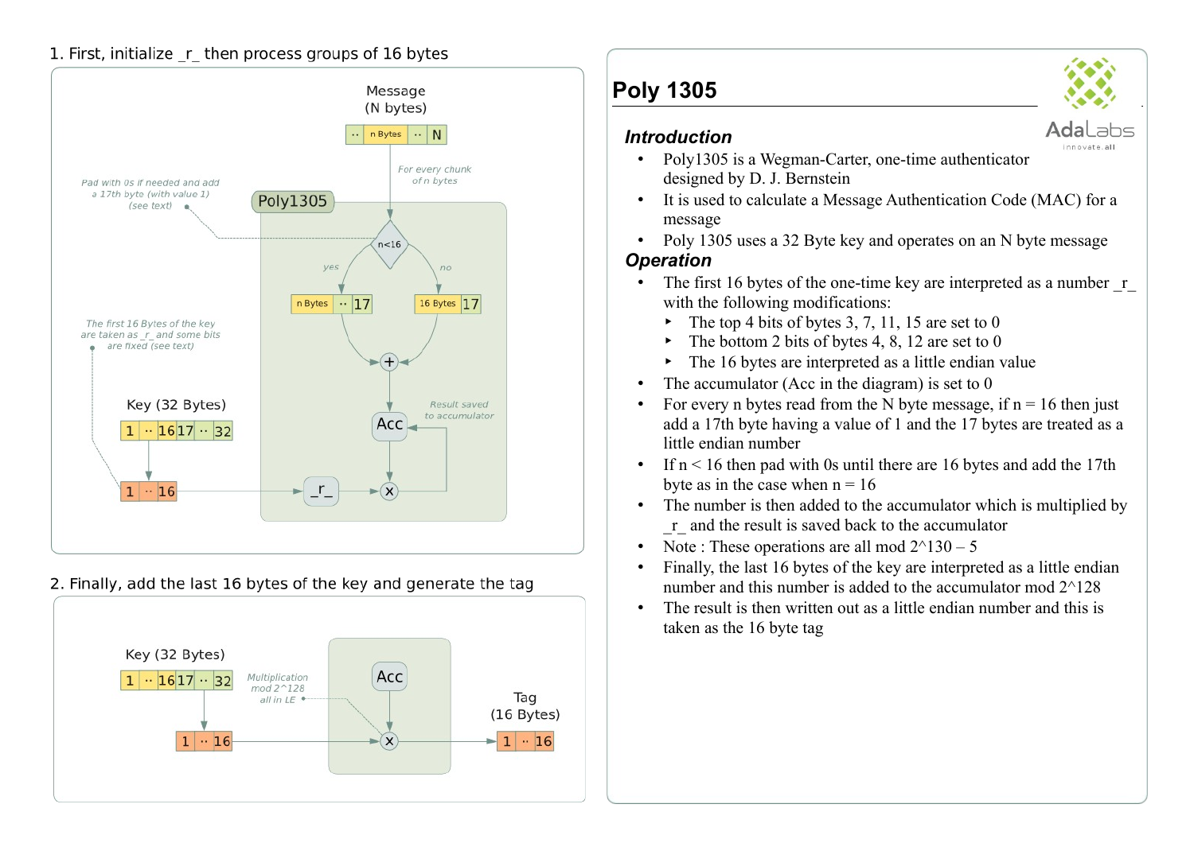1. First, initialize _r_ then process groups of 16 bytes

Message (N bytes)

Pad with 0s if needed and add a 17th byte (with value 1) (see text)

For every chunk of n bytes

Poly1305

n<16

yes

no

The first 16 Bytes of the key are taken as _r_ and some bits are fixed (see text)

Result saved to accumulator

Key (32 Bytes)

Acc

_r_

2. Finally, add the last 16 bytes of the key and generate the tag

Key (32 Bytes)

Multiplication mod 2^128 all in LE

Acc

Tag (16 Bytes)

# Poly 1305

## Introduction

- Poly1305 is a Wegman-Carter, one-time authenticator designed by D. J. Bernstein
- It is used to calculate a Message Authentication Code (MAC) for a message
- Poly 1305 uses a 32 Byte key and operates on an N byte message

## Operation

- The first 16 bytes of the one-time key are interpreted as a number _r_ with the following modifications:
  - The top 4 bits of bytes 3, 7, 11, 15 are set to 0
  - The bottom 2 bits of bytes 4, 8, 12 are set to 0
  - The 16 bytes are interpreted as a little endian value
- The accumulator (Acc in the diagram) is set to 0
- For every n bytes read from the N byte message, if n = 16 then just add a 17th byte having a value of 1 and the 17 bytes are treated as a little endian number
- If n < 16 then pad with 0s until there are 16 bytes and add the 17th byte as in the case when n = 16
- The number is then added to the accumulator which is multiplied by _r_ and the result is saved back to the accumulator
- Note : These operations are all mod 2^130 – 5
- Finally, the last 16 bytes of the key are interpreted as a little endian number and this number is added to the accumulator mod 2^128
- The result is then written out as a little endian number and this is taken as the 16 byte tag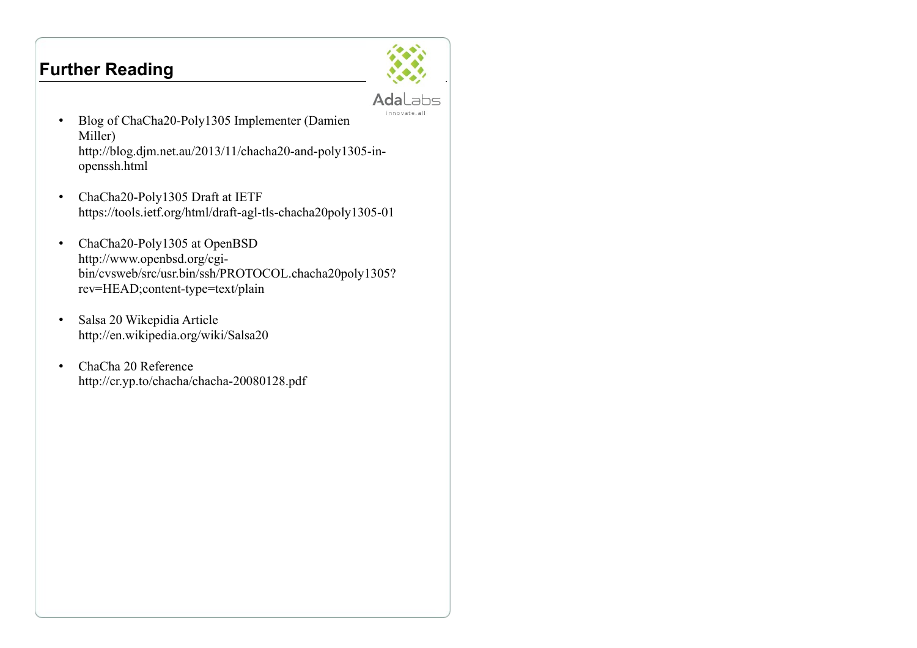## Further Reading

- Blog of ChaCha20-Poly1305 Implementer (Damien Miller)
  http://blog.djm.net.au/2013/11/chacha20-and-poly1305-in-openssh.html

- ChaCha20-Poly1305 Draft at IETF
  https://tools.ietf.org/html/draft-agl-tls-chacha20poly1305-01

- ChaCha20-Poly1305 at OpenBSD
  http://www.openbsd.org/cgi-bin/cvsweb/src/usr.bin/ssh/PROTOCOL.chacha20poly1305?rev=HEAD;content-type=text/plain

- Salsa 20 Wikepidia Article
  http://en.wikipedia.org/wiki/Salsa20

- ChaCha 20 Reference
  http://cr.yp.to/chacha/chacha-20080128.pdf